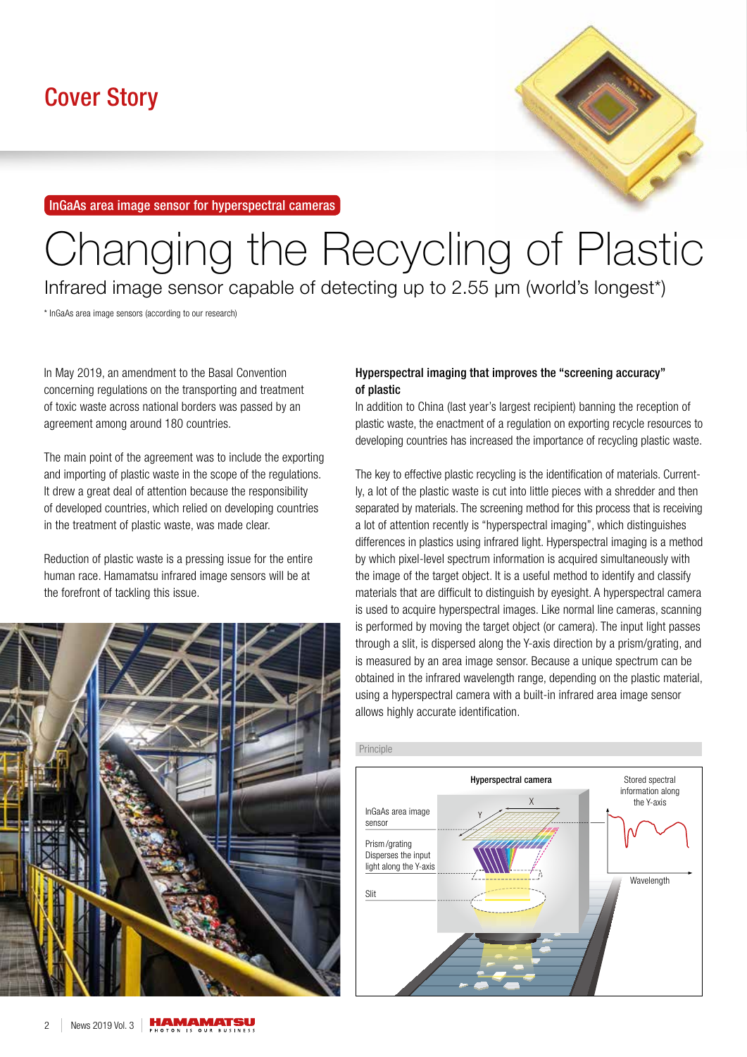## Cover Story

InGaAs area image sensor for hyperspectral cameras

# Changing the Recycling of Plastic

Infrared image sensor capable of detecting up to 2.55 μm (world's longest*)

\* InGaAs area image sensors (according to our research)

In May 2019, an amendment to the Basel Convention concerning regulations on the transporting and treatment of toxic waste across national borders was passed by an agreement among around 180 countries.

The main point of the agreement was to include the exporting and importing of plastic waste in the scope of the regulations. It drew a great deal of attention because the responsibility of developed countries, which relied on developing countries in the treatment of plastic waste, was made clear.

Reduction of plastic waste is a pressing issue for the entire human race. Hamamatsu infrared image sensors will be at the forefront of tackling this issue.

### Hyperspectral imaging that improves the "screening accuracy" of plastic

In addition to China (last year's largest recipient) banning the reception of plastic waste, the enactment of a regulation on exporting recycle resources to developing countries has increased the importance of recycling plastic waste.

The key to effective plastic recycling is the identification of materials. Currently, a lot of the plastic waste is cut into little pieces with a shredder and then separated by materials. The screening method for this process that is receiving a lot of attention recently is "hyperspectral imaging", which distinguishes differences in plastics using infrared light. Hyperspectral imaging is a method by which pixel-level spectrum information is acquired simultaneously with the image of the target object. It is a useful method to identify and classify materials that are difficult to distinguish by eyesight. A hyperspectral camera is used to acquire hyperspectral images. Like normal line cameras, scanning is performed by moving the target object (or camera). The input light passes through a slit, is dispersed along the Y-axis direction by a prism/grating, and is measured by an area image sensor. Because a unique spectrum can be obtained in the infrared wavelength range, depending on the plastic material, using a hyperspectral camera with a built-in infrared area image sensor allows highly accurate identification.

Principle

Hyperspectral camera

InGaAs area image sensor

Prism/grating Disperses the input light along the Y-axis

Slit

Stored spectral information along the Y-axis

Wavelength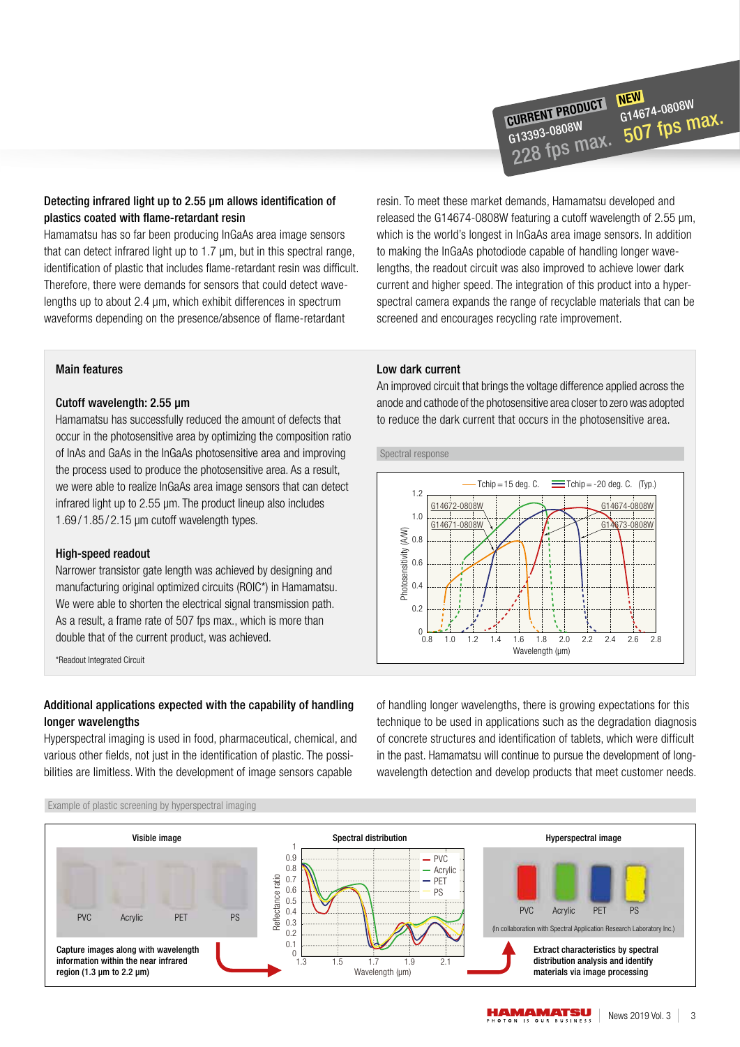CURRENT PRODUCT
G13393-0808W
228 fps max.

NEW
G14674-0808W
507 fps max.

## Detecting infrared light up to 2.55 μm allows identification of plastics coated with flame-retardant resin

Hamamatsu has so far been producing InGaAs area image sensors that can detect infrared light up to 1.7 μm, but in this spectral range, identification of plastic that includes flame-retardant resin was difficult. Therefore, there were demands for sensors that could detect wavelengths up to about 2.4 μm, which exhibit differences in spectrum waveforms depending on the presence/absence of flame-retardant resin. To meet these market demands, Hamamatsu developed and released the G14674-0808W featuring a cutoff wavelength of 2.55 μm, which is the world's longest in InGaAs area image sensors. In addition to making the InGaAs photodiode capable of handling longer wavelengths, the readout circuit was also improved to achieve lower dark current and higher speed. The integration of this product into a hyperspectral camera expands the range of recyclable materials that can be screened and encourages recycling rate improvement.

### Main features

**Cutoff wavelength: 2.55 μm**

Hamamatsu has successfully reduced the amount of defects that occur in the photosensitive area by optimizing the composition ratio of InAs and GaAs in the InGaAs photosensitive area and improving the process used to produce the photosensitive area. As a result, we were able to realize InGaAs area image sensors that can detect infrared light up to 2.55 μm. The product lineup also includes 1.69/1.85/2.15 μm cutoff wavelength types.

**High-speed readout**

Narrower transistor gate length was achieved by designing and manufacturing original optimized circuits (ROIC*) in Hamamatsu. We were able to shorten the electrical signal transmission path. As a result, a frame rate of 507 fps max., which is more than double that of the current product, was achieved.

*Readout Integrated Circuit

**Low dark current**

An improved circuit that brings the voltage difference applied across the anode and cathode of the photosensitive area closer to zero was adopted to reduce the dark current that occurs in the photosensitive area.

Spectral response

Tchip = 15 deg. C.
Tchip = -20 deg. C. (Typ.)
G14672-0808W
G14671-0808W
G14674-0808W
G14673-0808W
Photosensitivity (A/W)
1.2
1.0
0.8
0.6
0.4
0.2
0
0.8 1.0 1.2 1.4 1.6 1.8 2.0 2.2 2.4 2.6 2.8
Wavelength (μm)

## Additional applications expected with the capability of handling longer wavelengths

Hyperspectral imaging is used in food, pharmaceutical, chemical, and various other fields, not just in the identification of plastic. The possibilities are limitless. With the development of image sensors capable of handling longer wavelengths, there is growing expectations for this technique to be used in applications such as the degradation diagnosis of concrete structures and identification of tablets, which were difficult in the past. Hamamatsu will continue to pursue the development of long-wavelength detection and develop products that meet customer needs.

Example of plastic screening by hyperspectral imaging

Visible image
PVC Acrylic PET PS

Capture images along with wavelength information within the near infrared region (1.3 μm to 2.2 μm)

Spectral distribution
PVC
Acrylic
PET
PS
Reflectance ratio
1
0.9
0.8
0.7
0.6
0.5
0.4
0.3
0.2
0.1
0
1.3 1.5 1.7 1.9 2.1
Wavelength (μm)

Hyperspectral image
PVC Acrylic PET PS
(In collaboration with Spectral Application Research Laboratory Inc.)

Extract characteristics by spectral distribution analysis and identify materials via image processing